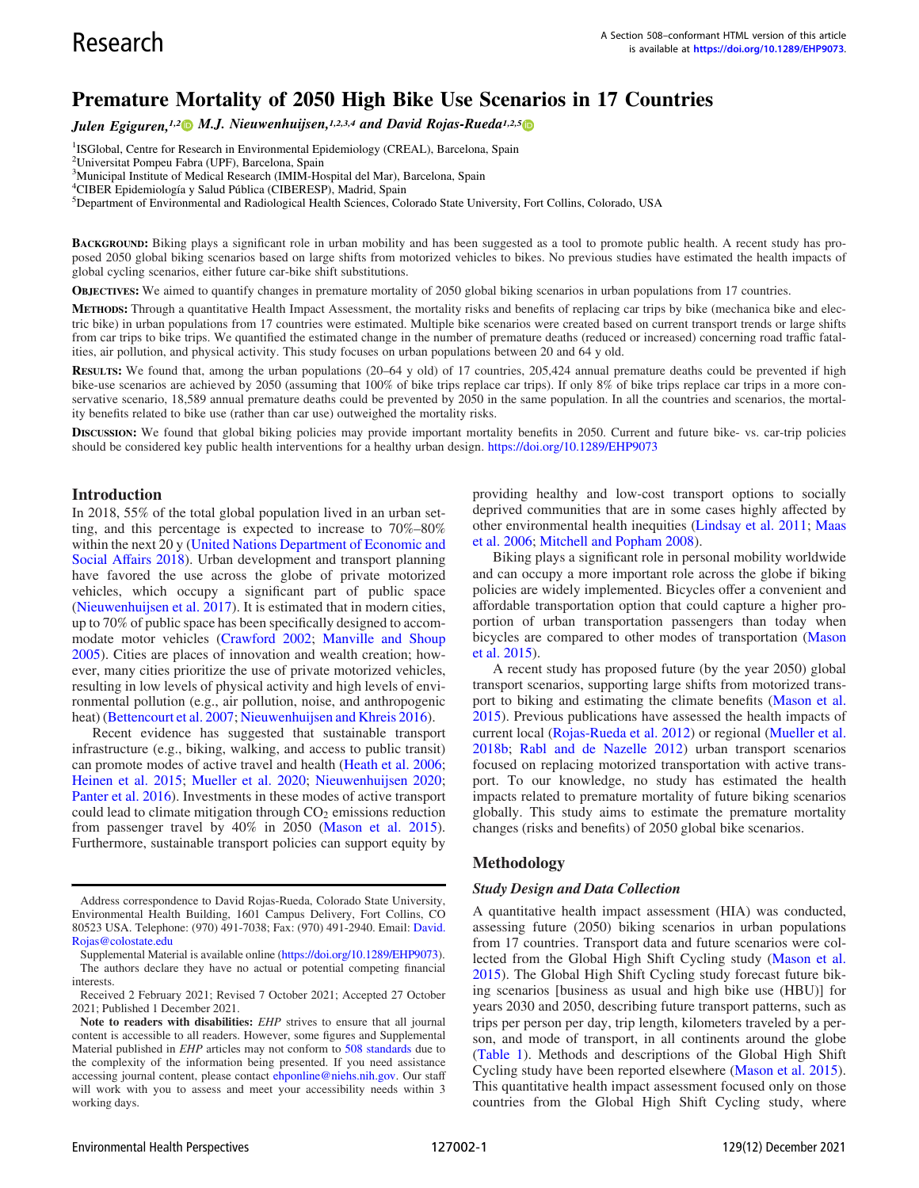Research

A Section 508–conformant HTML version of this article is available at https://doi.org/10.1289/EHP9073.

# Premature Mortality of 2050 High Bike Use Scenarios in 17 Countries

*Julen Eguiguren,*[1,2] *M.J. Nieuwenhuijsen,*[1,2,3,4] *and David Rojas-Rueda*[1,2,5]

[1]ISGlobal, Centre for Research in Environmental Epidemiology (CREAL), Barcelona, Spain
[2]Universitat Pompeu Fabra (UPF), Barcelona, Spain
[3]Municipal Institute of Medical Research (IMIM-Hospital del Mar), Barcelona, Spain
[4]CIBER Epidemiología y Salud Pública (CIBERESP), Madrid, Spain
[5]Department of Environmental and Radiological Health Sciences, Colorado State University, Fort Collins, Colorado, USA

**Background:** Biking plays a significant role in urban mobility and has been suggested as a tool to promote public health. A recent study has proposed 2050 global biking scenarios based on large shifts from motorized vehicles to bikes. No previous studies have estimated the health impacts of global cycling scenarios, either future car-bike shift substitutions.

**Objectives:** We aimed to quantify changes in premature mortality of 2050 global biking scenarios in urban populations from 17 countries.

**Methods:** Through a quantitative Health Impact Assessment, the mortality risks and benefits of replacing car trips by bike (mechanica bike and electric bike) in urban populations from 17 countries were estimated. Multiple bike scenarios were created based on current transport trends or large shifts from car trips to bike trips. We quantified the estimated change in the number of premature deaths (reduced or increased) concerning road traffic fatalities, air pollution, and physical activity. This study focuses on urban populations between 20 and 64 y old.

**Results:** We found that, among the urban populations (20–64 y old) of 17 countries, 205,424 annual premature deaths could be prevented if high bike-use scenarios are achieved by 2050 (assuming that 100% of bike trips replace car trips). If only 8% of bike trips replace car trips in a more conservative scenario, 18,589 annual premature deaths could be prevented by 2050 in the same population. In all the countries and scenarios, the mortality benefits related to bike use (rather than car use) outweighed the mortality risks.

**Discussion:** We found that global biking policies may provide important mortality benefits in 2050. Current and future bike- vs. car-trip policies should be considered key public health interventions for a healthy urban design. https://doi.org/10.1289/EHP9073

## Introduction

In 2018, 55% of the total global population lived in an urban setting, and this percentage is expected to increase to 70%–80% within the next 20 y (United Nations Department of Economic and Social Affairs 2018). Urban development and transport planning have favored the use across the globe of private motorized vehicles, which occupy a significant part of public space (Nieuwenhuijsen et al. 2017). It is estimated that in modern cities, up to 70% of public space has been specifically designed to accommodate motor vehicles (Crawford 2002; Manville and Shoup 2005). Cities are places of innovation and wealth creation; however, many cities prioritize the use of private motorized vehicles, resulting in low levels of physical activity and high levels of environmental pollution (e.g., air pollution, noise, and anthropogenic heat) (Bettencourt et al. 2007; Nieuwenhuijsen and Khreis 2016).

Recent evidence has suggested that sustainable transport infrastructure (e.g., biking, walking, and access to public transit) can promote modes of active travel and health (Heath et al. 2006; Heinen et al. 2015; Mueller et al. 2020; Nieuwenhuijsen 2020; Panter et al. 2016). Investments in these modes of active transport could lead to climate mitigation through $CO_2$ emissions reduction from passenger travel by 40% in 2050 (Mason et al. 2015). Furthermore, sustainable transport policies can support equity by providing healthy and low-cost transport options to socially deprived communities that are in some cases highly affected by other environmental health inequities (Lindsay et al. 2011; Maas et al. 2006; Mitchell and Popham 2008).

Biking plays a significant role in personal mobility worldwide and can occupy a more important role across the globe if biking policies are widely implemented. Bicycles offer a convenient and affordable transportation option that could capture a higher proportion of urban transportation passengers than today when bicycles are compared to other modes of transportation (Mason et al. 2015).

A recent study has proposed future (by the year 2050) global transport scenarios, supporting large shifts from motorized transport to biking and estimating the climate benefits (Mason et al. 2015). Previous publications have assessed the health impacts of current local (Rojas-Rueda et al. 2012) or regional (Mueller et al. 2018b; Rabl and de Nazelle 2012) urban transport scenarios focused on replacing motorized transportation with active transport. To our knowledge, no study has estimated the health impacts related to premature mortality of future biking scenarios globally. This study aims to estimate the premature mortality changes (risks and benefits) of 2050 global bike scenarios.

## Methodology

### *Study Design and Data Collection*

A quantitative health impact assessment (HIA) was conducted, assessing future (2050) biking scenarios in urban populations from 17 countries. Transport data and future scenarios were collected from the Global High Shift Cycling study (Mason et al. 2015). The Global High Shift Cycling study forecast future biking scenarios [business as usual and high bike use (HBU)] for years 2030 and 2050, describing future transport patterns, such as trips per person per day, trip length, kilometers traveled by a person, and mode of transport, in all continents around the globe (Table 1). Methods and descriptions of the Global High Shift Cycling study have been reported elsewhere (Mason et al. 2015). This quantitative health impact assessment focused only on those countries from the Global High Shift Cycling study, where

Address correspondence to David Rojas-Rueda, Colorado State University, Environmental Health Building, 1601 Campus Delivery, Fort Collins, CO 80523 USA. Telephone: (970) 491-7038; Fax: (970) 491-2940. Email: David.Rojas@colostate.edu

Supplemental Material is available online (https://doi.org/10.1289/EHP9073).

The authors declare they have no actual or potential competing financial interests.

Received 2 February 2021; Revised 7 October 2021; Accepted 27 October 2021; Published 1 December 2021.

**Note to readers with disabilities:** *EHP* strives to ensure that all journal content is accessible to all readers. However, some figures and Supplemental Material published in *EHP* articles may not conform to 508 standards due to the complexity of the information being presented. If you need assistance accessing journal content, please contact ehponline@niehs.nih.gov. Our staff will work with you to assess and meet your accessibility needs within 3 working days.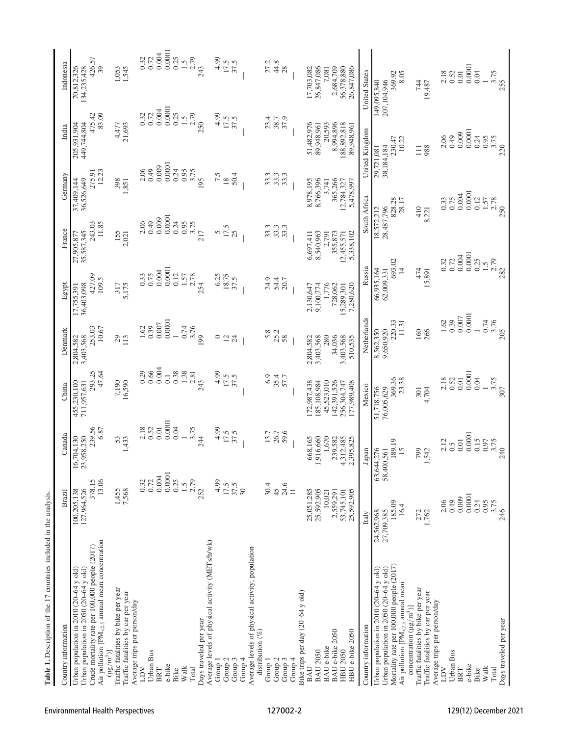**Table 1.** Description of the 17 countries included in the analysis.

| Country information | Brazil | Canada | China | Denmark | Egypt | France | Germany | India | Indonesia |
|---|---|---|---|---|---|---|---|---|---|
| Urban population in 2010 (20–64 y old) | 100,205,138 | 16,704,130 | 455,230,100 | 2,804,582 | 17,755,391 | 27,905,877 | 37,409,144 | 205,931,904 | 70,812,326 |
| Urban population in 2050 (20–64 y old) | 127,964,526 | 23,958,250 | 711,957,631 | 3,403,568 | 36,403,098 | 35,587,345 | 36,526,649 | 449,744,804 | 134,235,428 |
| Crude mortality rate per 100,000 people (2017) | 378.15 | 239.56 | 293.25 | 253.03 | 427.09 | 243.03 | 275.91 | 475.42 | 426.57 |
| Air pollution [$PM_{2.5}$ annual mean concentration ($\mu g/m^3$)] | 13.06 | 6.87 | 47.64 | 10.67 | 109.5 | 11.85 | 12.23 | 83.09 | 39 |
| Traffic fatalities by bike per year | 1,455 | 53 | 7,190 | 29 | 317 | 155 | 398 | 4,477 | 1,053 |
| Traffic fatalities by car per year | 7,568 | 1,433 | 16,590 | 113 | 5,175 | 2,021 | 1,851 | 21,693 | 1,545 |
| Average trips per person/day | | | | | | | | | |
| LDV | 0.32 | 2.18 | 0.29 | 1.62 | 0.33 | 2.06 | 2.06 | 0.32 | 0.32 |
| Urban Bus | 0.72 | 0.52 | 0.66 | 0.39 | 0.75 | 0.49 | 0.49 | 0.72 | 0.72 |
| BRT | 0.004 | 0.01 | 0.004 | 0.007 | 0.004 | 0.009 | 0.009 | 0.004 | 0.004 |
| e-bike | 0.0001 | 0.0001 | 0.1 | 0.0001 | 0.0001 | 0.0001 | 0.0001 | 0.0001 | 0.0001 |
| Bike | 0.25 | 0.04 | 0.38 | 1 | 0.12 | 0.24 | 0.24 | 0.25 | 0.25 |
| Walk | 1.5 | 1 | 1.38 | 0.74 | 1.57 | 0.95 | 0.95 | 1.5 | 1.5 |
| Total | 2.79 | 3.75 | 2.81 | 3.76 | 2.78 | 3.75 | 3.75 | 2.79 | 2.79 |
| Days traveled per year | 252 | 244 | 243 | 199 | 254 | 217 | 195 | 250 | 243 |
| Average levels of physical activity (METs/h/wk) | | | | | | | | | |
| Group 1 | 4.99 | 4.99 | 4.99 | 0 | 6.25 | 5 | 7.5 | 4.99 | 4.99 |
| Group 2 | 17.5 | 17.5 | 17.5 | 12 | 18.75 | 17.5 | 18 | 17.5 | 17.5 |
| Group 3 | 37.5 | 37.5 | 37.5 | 24 | 37.5 | 25 | 50.4 | 37.5 | 37.5 |
| Group 4 | 30 | — | — | — | — | — | — | — | — |
| Average levels of physical activity, population distribution (%) | | | | | | | | | |
| Group 1 | 30.4 | 13.7 | 6.9 | 5.8 | 24.9 | 33.3 | 33.3 | 23.4 | 27.2 |
| Group 2 | 45 | 26.7 | 35.4 | 25.2 | 54.4 | 33.3 | 33.3 | 38.7 | 44.8 |
| Group 3 | 24.6 | 59.6 | 57.7 | 58 | 20.7 | 33.3 | 33.3 | 37.9 | 28 |
| Group 4 | 11 | — | — | — | — | — | — | — | — |
| Bike trips per day (20–64 y old) | | | | | | | | | |
| BAU | 25,051,285 | 668,165 | 172,987,438 | 2,804,582 | 2,130,647 | 6,697,411 | 8,978,195 | 51,482,976 | 17,703,082 |
| BAU 2050 | 25,592,905 | 1,916,660 | 185,108,984 | 3,403,568 | 9,100,774 | 8,540,963 | 8,766,396 | 89,948,961 | 26,847,086 |
| BAU e-bike | 10,021 | 1,670 | 45,523,010 | 280 | 1,776 | 2,791 | 3,741 | 20,593 | 7,081 |
| BAU e-bike 2050 | 2,559,291 | 239,582 | 142,391,526 | 34,036 | 728,062 | 355,873 | 365,266 | 8,994,896 | 2,684,709 |
| HBU 2050 | 53,745,101 | 4,312,485 | 256,304,747 | 3,403,568 | 15,289,301 | 12,455,571 | 12,784,327 | 188,892,818 | 56,378,880 |
| HBU e-bike 2050 | 25,592,905 | 2,395,825 | 177,989,408 | 510,535 | 7,280,620 | 5,338,102 | 5,478,997 | 89,948,961 | 26,847,086 |

| Country information | Italy | Japan | Mexico | Netherlands | Russia | South Africa | United Kingdom | United States |
|---|---|---|---|---|---|---|---|---|
| Urban population in 2010 (20–64 y old) | 24,562,968 | 63,644,276 | 51,718,756 | 8,562,350 | 66,935,164 | 18,572,212 | 29,721,081 | 149,095,840 |
| Urban population in 2050 (20–64 y old) | 27,709,385 | 58,400,561 | 76,005,629 | 9,650,920 | 62,009,331 | 28,487,796 | 38,184,184 | 207,104,946 |
| Mortality rate per 100,000 people (2017) | 185.09 | 189.19 | 369.36 | 220.33 | 693.02 | 828.28 | 230.47 | 369.92 |
| Air pollution [$PM_{2.5}$ annual mean concentration ($\mu g/m^3$)] | 16.4 | 15 | 23.38 | 11.31 | 14 | 28.17 | 10.22 | 8.05 |
| Traffic fatalities by bike per year | 272 | 799 | 301 | 160 | 474 | 410 | 111 | 744 |
| Traffic fatalities by car per year | 1,762 | 1,542 | 4,704 | 266 | 15,891 | 8,221 | 988 | 19,487 |
| Average trips per person/day | | | | | | | | |
| LDV | 2.06 | 2.12 | 2.18 | 1.62 | 0.32 | 0.33 | 2.06 | 2.18 |
| Urban Bus | 0.49 | 0.5 | 0.52 | 0.39 | 0.72 | 0.75 | 0.49 | 0.52 |
| BRT | 0.009 | 0.01 | 0.01 | 0.007 | 0.004 | 0.004 | 0.009 | 0.01 |
| e-bike | 0.0001 | 0.0001 | 0.0001 | 0.0001 | 0.0001 | 0.0001 | 0.0001 | 0.0001 |
| Bike | 0.24 | 0.15 | 0.04 | 1 | 0.25 | 0.12 | 0.24 | 0.04 |
| Walk | 0.95 | 0.97 | 1 | 0.74 | 1.5 | 1.57 | 0.95 | 1 |
| Total | 3.75 | 3.75 | 3.75 | 3.76 | 2.79 | 2.78 | 3.75 | 3.75 |
| Days traveled per year | 246 | 240 | 307 | 205 | 282 | 250 | 220 | 255 |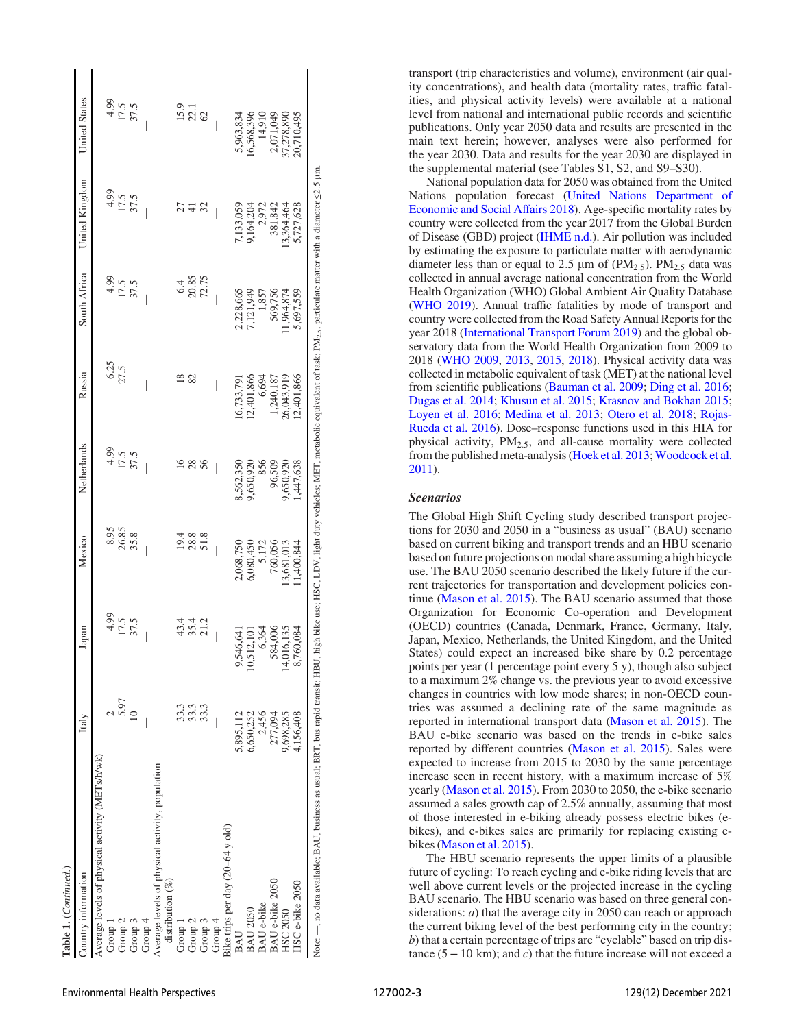**Table 1.** (*Continued*.)

| Country information | Italy | Japan | Mexico | Netherlands | Russia | South Africa | United Kingdom | United States |
|---|---|---|---|---|---|---|---|---|
| Average levels of physical activity (METs/h/wk) | | | | | | | | |
| Group 1 | 2 | 4.99 | 8.95 | 4.99 | 6.25 | 4.99 | 4.99 | 4.99 |
| Group 2 | 5.97 | 17.5 | 26.85 | 17.5 | 27.5 | 17.5 | 17.5 | 17.5 |
| Group 3 | 10 | 37.5 | 35.8 | 37.5 | — | 37.5 | 37.5 | 37.5 |
| Group 4 | — | — | — | — | — | — | — | — |
| Average levels of physical activity, population distribution (%) | | | | | | | | |
| Group 1 | 33.3 | 43.4 | 19.4 | 16 | 18 | 6.4 | 27 | 15.9 |
| Group 2 | 33.3 | 35.4 | 28.8 | 28 | 82 | 20.85 | 41 | 22.1 |
| Group 3 | 33.3 | 21.2 | 51.8 | 56 | — | 72.75 | 32 | 62 |
| Group 4 | — | — | — | — | — | — | — | — |
| Bike trips per day (20–64 y old) | | | | | | | | |
| BAU | 5,895,112 | 9,546,641 | 2,068,750 | 8,562,350 | 16,733,791 | 2,228,665 | 7,133,059 | 5,963,834 |
| BAU 2050 | 6,650,252 | 10,512,101 | 6,080,450 | 9,650,920 | 12,401,866 | 7,121,949 | 9,164,204 | 16,568,396 |
| BAU e-bike | 2,456 | 6,364 | 5,172 | 856 | 6,694 | 1,857 | 2,972 | 14,910 |
| BAU e-bike 2050 | 277,094 | 584,006 | 760,056 | 96,509 | 1,240,187 | 569,756 | 381,842 | 2,071,049 |
| HSC 2050 | 9,698,285 | 14,016,135 | 13,681,013 | 9,650,920 | 26,043,919 | 11,964,874 | 13,364,464 | 37,278,890 |
| HSC e-bike 2050 | 4,156,408 | 8,760,084 | 11,400,844 | 1,447,638 | 12,401,866 | 5,697,559 | 5,727,628 | 20,710,495 |

Note: —, no data available; BAU, business as usual; BRT, bus rapid transit; HBU, high bike use; HSC, LDV, light duty vehicles; MET, metabolic equivalent of task; $PM_{2.5}$, particulate matter with a diameter ≤2.5 μm.

transport (trip characteristics and volume), environment (air quality concentrations), and health data (mortality rates, traffic fatalities, and physical activity levels) were available at a national level from national and international public records and scientific publications. Only year 2050 data and results are presented in the main text herein; however, analyses were also performed for the year 2030. Data and results for the year 2030 are displayed in the supplemental material (see Tables S1, S2, and S9–S30).

National population data for 2050 was obtained from the United Nations population forecast (United Nations Department of Economic and Social Affairs 2018). Age-specific mortality rates by country were collected from the year 2017 from the Global Burden of Disease (GBD) project (IHME n.d.). Air pollution was included by estimating the exposure to particulate matter with aerodynamic diameter less than or equal to 2.5 μm of ($PM_{2.5}$). $PM_{2.5}$ data was collected in annual average national concentration from the World Health Organization (WHO) Global Ambient Air Quality Database (WHO 2019). Annual traffic fatalities by mode of transport and country were collected from the Road Safety Annual Reports for the year 2018 (International Transport Forum 2019) and the global observatory data from the World Health Organization from 2009 to 2018 (WHO 2009, 2013, 2015, 2018). Physical activity data was collected in metabolic equivalent of task (MET) at the national level from scientific publications (Bauman et al. 2009; Ding et al. 2016; Dugas et al. 2014; Khusun et al. 2015; Krasnov and Bokhan 2015; Loyen et al. 2016; Medina et al. 2013; Otero et al. 2018; Rojas-Rueda et al. 2016). Dose–response functions used in this HIA for physical activity, $PM_{2.5}$, and all-cause mortality were collected from the published meta-analysis (Hoek et al. 2013; Woodcock et al. 2011).

### *Scenarios*

The Global High Shift Cycling study described transport projections for 2030 and 2050 in a "business as usual" (BAU) scenario based on current biking and transport trends and an HBU scenario based on future projections on modal share assuming a high bicycle use. The BAU 2050 scenario described the likely future if the current trajectories for transportation and development policies continue (Mason et al. 2015). The BAU scenario assumed that those Organization for Economic Co-operation and Development (OECD) countries (Canada, Denmark, France, Germany, Italy, Japan, Mexico, Netherlands, the United Kingdom, and the United States) could expect an increased bike share by 0.2 percentage points per year (1 percentage point every 5 y), though also subject to a maximum 2% change vs. the previous year to avoid excessive changes in countries with low mode shares; in non-OECD countries was assumed a declining rate of the same magnitude as reported in international transport data (Mason et al. 2015). The BAU e-bike scenario was based on the trends in e-bike sales reported by different countries (Mason et al. 2015). Sales were expected to increase from 2015 to 2030 by the same percentage increase seen in recent history, with a maximum increase of 5% yearly (Mason et al. 2015). From 2030 to 2050, the e-bike scenario assumed a sales growth cap of 2.5% annually, assuming that most of those interested in e-biking already possess electric bikes (e-bikes), and e-bikes sales are primarily for replacing existing e-bikes (Mason et al. 2015).

The HBU scenario represents the upper limits of a plausible future of cycling: To reach cycling and e-bike riding levels that are well above current levels or the projected increase in the cycling BAU scenario. The HBU scenario was based on three general considerations: *a*) that the average city in 2050 can reach or approach the current biking level of the best performing city in the country; *b*) that a certain percentage of trips are "cyclable" based on trip distance ($5-10$ km); and *c*) that the future increase will not exceed a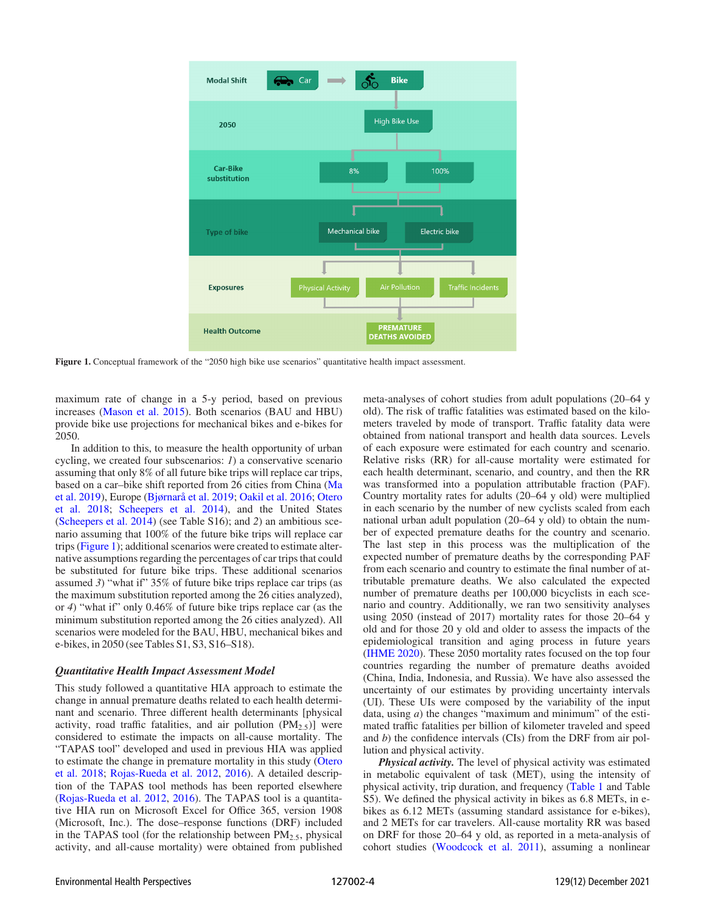Figure 1. Conceptual framework of the "2050 high bike use scenarios" quantitative health impact assessment.

maximum rate of change in a 5-y period, based on previous increases (Mason et al. 2015). Both scenarios (BAU and HBU) provide bike use projections for mechanical bikes and e-bikes for 2050.

In addition to this, to measure the health opportunity of urban cycling, we created four subscenarios: *1*) a conservative scenario assuming that only 8% of all future bike trips will replace car trips, based on a car–bike shift reported from 26 cities from China (Ma et al. 2019), Europe (Bjørnarå et al. 2019; Oakil et al. 2016; Otero et al. 2018; Scheepers et al. 2014), and the United States (Scheepers et al. 2014) (see Table S16); and *2*) an ambitious scenario assuming that 100% of the future bike trips will replace car trips (Figure 1); additional scenarios were created to estimate alternative assumptions regarding the percentages of car trips that could be substituted for future bike trips. These additional scenarios assumed *3*) "what if" 35% of future bike trips replace car trips (as the maximum substitution reported among the 26 cities analyzed), or *4*) "what if" only 0.46% of future bike trips replace car (as the minimum substitution reported among the 26 cities analyzed). All scenarios were modeled for the BAU, HBU, mechanical bikes and e-bikes, in 2050 (see Tables S1, S3, S16–S18).

### *Quantitative Health Impact Assessment Model*

This study followed a quantitative HIA approach to estimate the change in annual premature deaths related to each health determinant and scenario. Three different health determinants [physical activity, road traffic fatalities, and air pollution ($PM_{2.5}$)] were considered to estimate the impacts on all-cause mortality. The "TAPAS tool" developed and used in previous HIA was applied to estimate the change in premature mortality in this study (Otero et al. 2018; Rojas-Rueda et al. 2012, 2016). A detailed description of the TAPAS tool methods has been reported elsewhere (Rojas-Rueda et al. 2012, 2016). The TAPAS tool is a quantitative HIA run on Microsoft Excel for Office 365, version 1908 (Microsoft, Inc.). The dose–response functions (DRF) included in the TAPAS tool (for the relationship between $PM_{2.5}$, physical activity, and all-cause mortality) were obtained from published meta-analyses of cohort studies from adult populations (20–64 y old). The risk of traffic fatalities was estimated based on the kilometers traveled by mode of transport. Traffic fatality data were obtained from national transport and health data sources. Levels of each exposure were estimated for each country and scenario. Relative risks (RR) for all-cause mortality were estimated for each health determinant, scenario, and country, and then the RR was transformed into a population attributable fraction (PAF). Country mortality rates for adults (20–64 y old) were multiplied in each scenario by the number of new cyclists scaled from each national urban adult population (20–64 y old) to obtain the number of expected premature deaths for the country and scenario. The last step in this process was the multiplication of the expected number of premature deaths by the corresponding PAF from each scenario and country to estimate the final number of attributable premature deaths. We also calculated the expected number of premature deaths per 100,000 bicyclists in each scenario and country. Additionally, we ran two sensitivity analyses using 2050 (instead of 2017) mortality rates for those 20–64 y old and for those 20 y old and older to assess the impacts of the epidemiological transition and aging process in future years (IHME 2020). These 2050 mortality rates focused on the top four countries regarding the number of premature deaths avoided (China, India, Indonesia, and Russia). We have also assessed the uncertainty of our estimates by providing uncertainty intervals (UI). These UIs were composed by the variability of the input data, using *a*) the changes "maximum and minimum" of the estimated traffic fatalities per billion of kilometer traveled and speed and *b*) the confidence intervals (CIs) from the DRF from air pollution and physical activity.

***Physical activity.*** The level of physical activity was estimated in metabolic equivalent of task (MET), using the intensity of physical activity, trip duration, and frequency (Table 1 and Table S5). We defined the physical activity in bikes as 6.8 METs, in e-bikes as 6.12 METs (assuming standard assistance for e-bikes), and 2 METs for car travelers. All-cause mortality RR was based on DRF for those 20–64 y old, as reported in a meta-analysis of cohort studies (Woodcock et al. 2011), assuming a nonlinear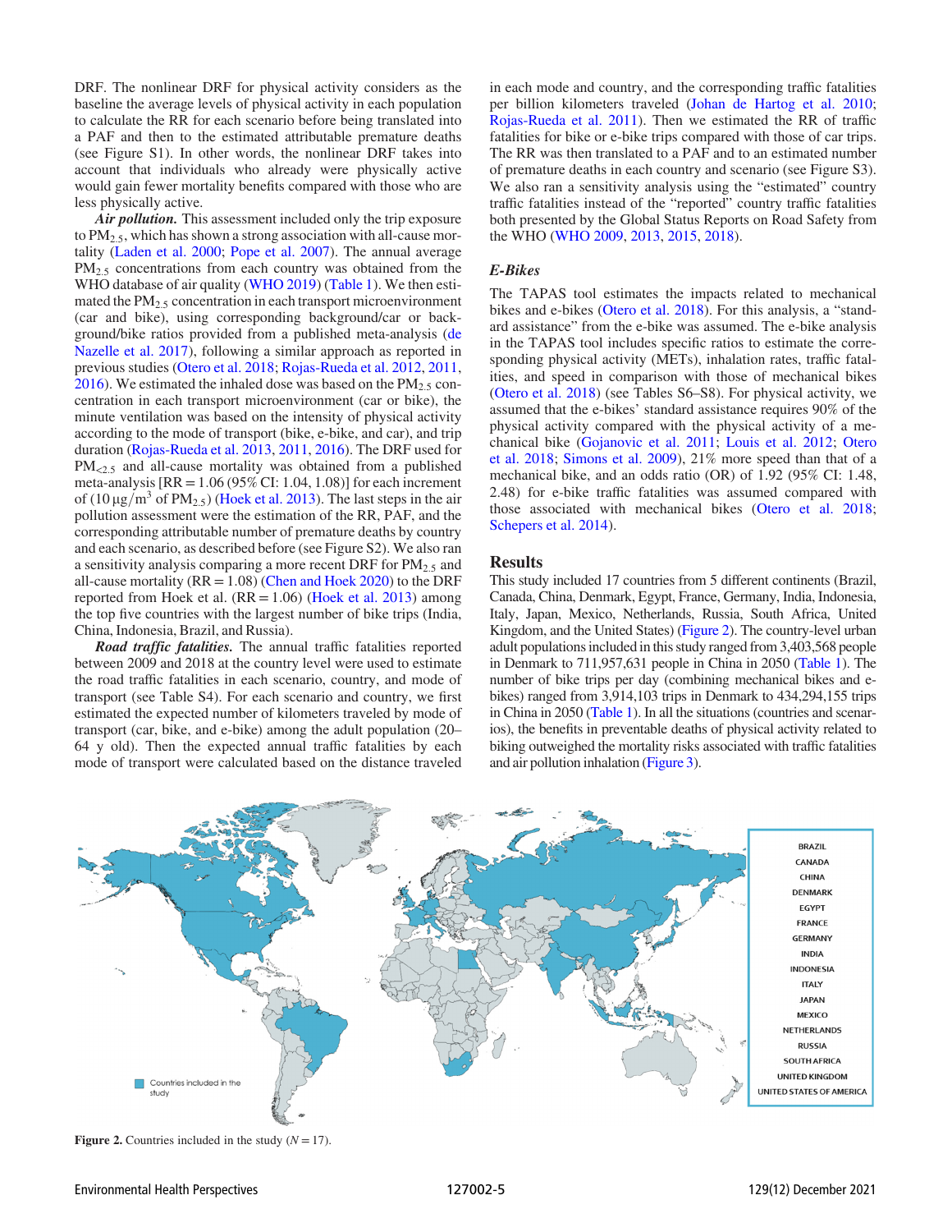DRF. The nonlinear DRF for physical activity considers as the baseline the average levels of physical activity in each population to calculate the RR for each scenario before being translated into a PAF and then to the estimated attributable premature deaths (see Figure S1). In other words, the nonlinear DRF takes into account that individuals who already were physically active would gain fewer mortality benefits compared with those who are less physically active.

***Air pollution.*** This assessment included only the trip exposure to $PM_{2.5}$, which has shown a strong association with all-cause mortality (Laden et al. 2000; Pope et al. 2007). The annual average $PM_{2.5}$ concentrations from each country was obtained from the WHO database of air quality (WHO 2019) (Table 1). We then estimated the $PM_{2.5}$ concentration in each transport microenvironment (car and bike), using corresponding background/car or background/bike ratios provided from a published meta-analysis (de Nazelle et al. 2017), following a similar approach as reported in previous studies (Otero et al. 2018; Rojas-Rueda et al. 2012, 2011, 2016). We estimated the inhaled dose was based on the $PM_{2.5}$ concentration in each transport microenvironment (car or bike), the minute ventilation was based on the intensity of physical activity according to the mode of transport (bike, e-bike, and car), and trip duration (Rojas-Rueda et al. 2013, 2011, 2016). The DRF used for $PM_{<2.5}$ and all-cause mortality was obtained from a published meta-analysis [RR = 1.06 (95% CI: 1.04, 1.08)] for each increment of ($10\,\mu g/m^3$ of $PM_{2.5}$) (Hoek et al. 2013). The last steps in the air pollution assessment were the estimation of the RR, PAF, and the corresponding attributable number of premature deaths for each country and each scenario, as described before (see Figure S2). We also ran a sensitivity analysis comparing a more recent DRF for $PM_{2.5}$ and all-cause mortality (RR = 1.08) (Chen and Hoek 2020) to the DRF reported from Hoek et al. (RR = 1.06) (Hoek et al. 2013) among the top five countries with the largest number of bike trips (India, China, Indonesia, Brazil, and Russia).

***Road traffic fatalities.*** The annual traffic fatalities reported between 2009 and 2018 at the country level were used to estimate the road traffic fatalities in each scenario, country, and mode of transport (see Table S4). For each scenario and country, we first estimated the expected number of kilometers traveled by mode of transport (car, bike, and e-bike) among the adult population (20–64 y old). Then the expected annual traffic fatalities by each mode of transport were calculated based on the distance traveled in each mode and country, and the corresponding traffic fatalities per billion kilometers traveled (Johan de Hartog et al. 2010; Rojas-Rueda et al. 2011). Then we estimated the RR of traffic fatalities for bike or e-bike trips compared with those of car trips. The RR was then translated to a PAF and to an estimated number of premature deaths in each country and scenario (see Figure S3). We also ran a sensitivity analysis using the "estimated" country traffic fatalities instead of the "reported" country traffic fatalities both presented by the Global Status Reports on Road Safety from the WHO (WHO 2009, 2013, 2015, 2018).

### *E-Bikes*

The TAPAS tool estimates the impacts related to mechanical bikes and e-bikes (Otero et al. 2018). For this analysis, a "standard assistance" from the e-bike was assumed. The e-bike analysis in the TAPAS tool includes specific ratios to estimate the corresponding physical activity (METs), inhalation rates, traffic fatalities, and speed in comparison with those of mechanical bikes (Otero et al. 2018) (see Tables S6–S8). For physical activity, we assumed that the e-bikes' standard assistance requires 90% of the physical activity compared with the physical activity of a mechanical bike (Gojanovic et al. 2011; Louis et al. 2012; Otero et al. 2018; Simons et al. 2009), 21% more speed than that of a mechanical bike, and an odds ratio (OR) of 1.92 (95% CI: 1.48, 2.48) for e-bike traffic fatalities was assumed compared with those associated with mechanical bikes (Otero et al. 2018; Schepers et al. 2014).

## Results

This study included 17 countries from 5 different continents (Brazil, Canada, China, Denmark, Egypt, France, Germany, India, Indonesia, Italy, Japan, Mexico, Netherlands, Russia, South Africa, United Kingdom, and the United States) (Figure 2). The country-level urban adult populations included in this study ranged from 3,403,568 people in Denmark to 711,957,631 people in China in 2050 (Table 1). The number of bike trips per day (combining mechanical bikes and e-bikes) ranged from 3,914,103 trips in Denmark to 434,294,155 trips in China in 2050 (Table 1). In all the situations (countries and scenarios), the benefits in preventable deaths of physical activity related to biking outweighed the mortality risks associated with traffic fatalities and air pollution inhalation (Figure 3).

**Figure 2.** Countries included in the study ($N = 17$).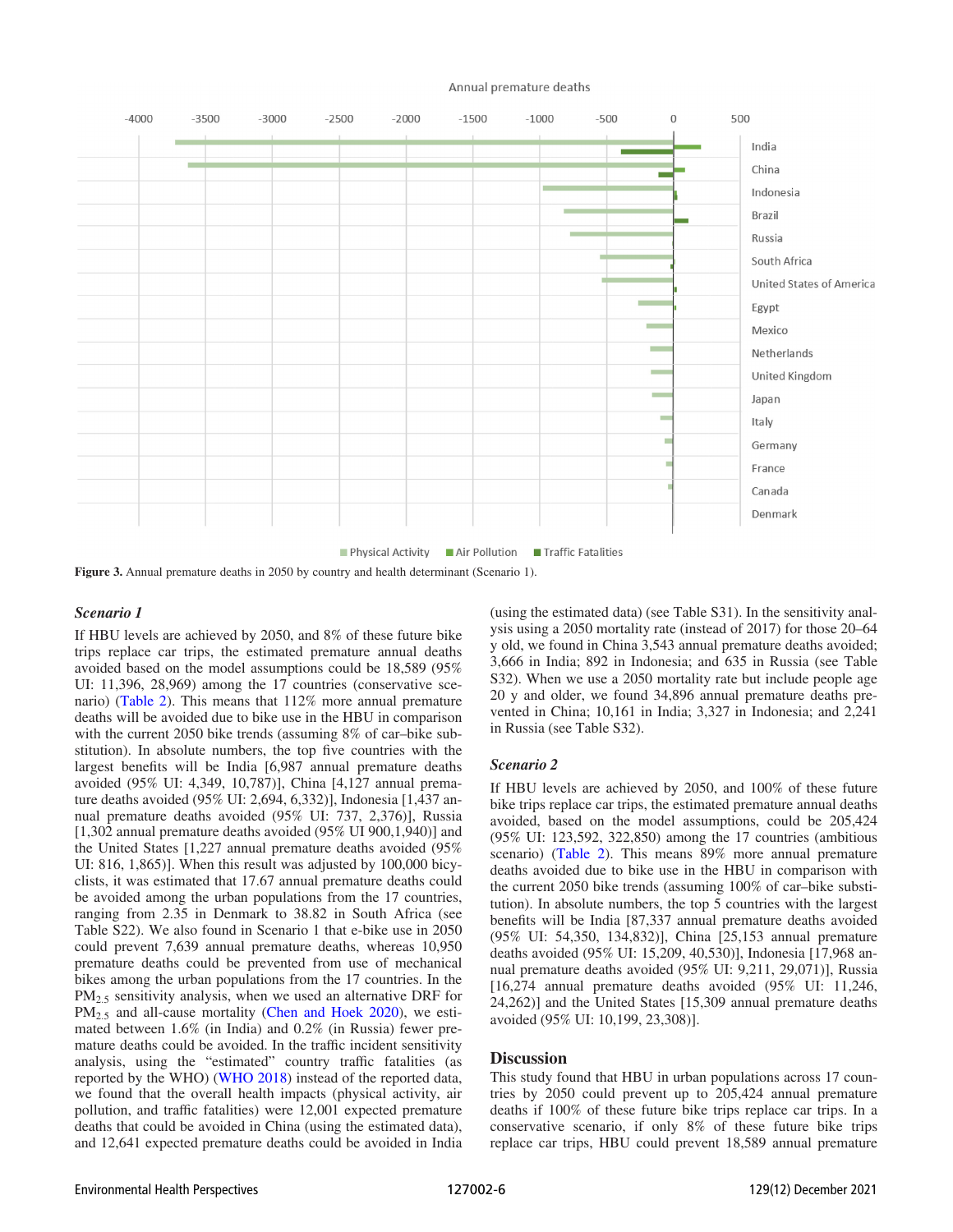Figure 3. Annual premature deaths in 2050 by country and health determinant (Scenario 1).

### Scenario 1

If HBU levels are achieved by 2050, and 8% of these future bike trips replace car trips, the estimated premature annual deaths avoided based on the model assumptions could be 18,589 (95% UI: 11,396, 28,969) among the 17 countries (conservative scenario) (Table 2). This means that 112% more annual premature deaths will be avoided due to bike use in the HBU in comparison with the current 2050 bike trends (assuming 8% of car–bike substitution). In absolute numbers, the top five countries with the largest benefits will be India [6,987 annual premature deaths avoided (95% UI: 4,349, 10,787)], China [4,127 annual premature deaths avoided (95% UI: 2,694, 6,332)], Indonesia [1,437 annual premature deaths avoided (95% UI: 737, 2,376)], Russia [1,302 annual premature deaths avoided (95% UI 900,1,940)] and the United States [1,227 annual premature deaths avoided (95% UI: 816, 1,865)]. When this result was adjusted by 100,000 bicyclists, it was estimated that 17.67 annual premature deaths could be avoided among the urban populations from the 17 countries, ranging from 2.35 in Denmark to 38.82 in South Africa (see Table S22). We also found in Scenario 1 that e-bike use in 2050 could prevent 7,639 annual premature deaths, whereas 10,950 premature deaths could be prevented from use of mechanical bikes among the urban populations from the 17 countries. In the $PM_{2.5}$ sensitivity analysis, when we used an alternative DRF for $PM_{2.5}$ and all-cause mortality (Chen and Hoek 2020), we estimated between 1.6% (in India) and 0.2% (in Russia) fewer premature deaths could be avoided. In the traffic incident sensitivity analysis, using the "estimated" country traffic fatalities (as reported by the WHO) (WHO 2018) instead of the reported data, we found that the overall health impacts (physical activity, air pollution, and traffic fatalities) were 12,001 expected premature deaths that could be avoided in China (using the estimated data), and 12,641 expected premature deaths could be avoided in India (using the estimated data) (see Table S31). In the sensitivity analysis using a 2050 mortality rate (instead of 2017) for those 20–64 y old, we found in China 3,543 annual premature deaths avoided; 3,666 in India; 892 in Indonesia; and 635 in Russia (see Table S32). When we use a 2050 mortality rate but include people age 20 y and older, we found 34,896 annual premature deaths prevented in China; 10,161 in India; 3,327 in Indonesia; and 2,241 in Russia (see Table S32).

### Scenario 2

If HBU levels are achieved by 2050, and 100% of these future bike trips replace car trips, the estimated premature annual deaths avoided, based on the model assumptions, could be 205,424 (95% UI: 123,592, 322,850) among the 17 countries (ambitious scenario) (Table 2). This means 89% more annual premature deaths avoided due to bike use in the HBU in comparison with the current 2050 bike trends (assuming 100% of car–bike substitution). In absolute numbers, the top 5 countries with the largest benefits will be India [87,337 annual premature deaths avoided (95% UI: 54,350, 134,832)], China [25,153 annual premature deaths avoided (95% UI: 15,209, 40,530)], Indonesia [17,968 annual premature deaths avoided (95% UI: 9,211, 29,071)], Russia [16,274 annual premature deaths avoided (95% UI: 11,246, 24,262)] and the United States [15,309 annual premature deaths avoided (95% UI: 10,199, 23,308)].

## Discussion

This study found that HBU in urban populations across 17 countries by 2050 could prevent up to 205,424 annual premature deaths if 100% of these future bike trips replace car trips. In a conservative scenario, if only 8% of these future bike trips replace car trips, HBU could prevent 18,589 annual premature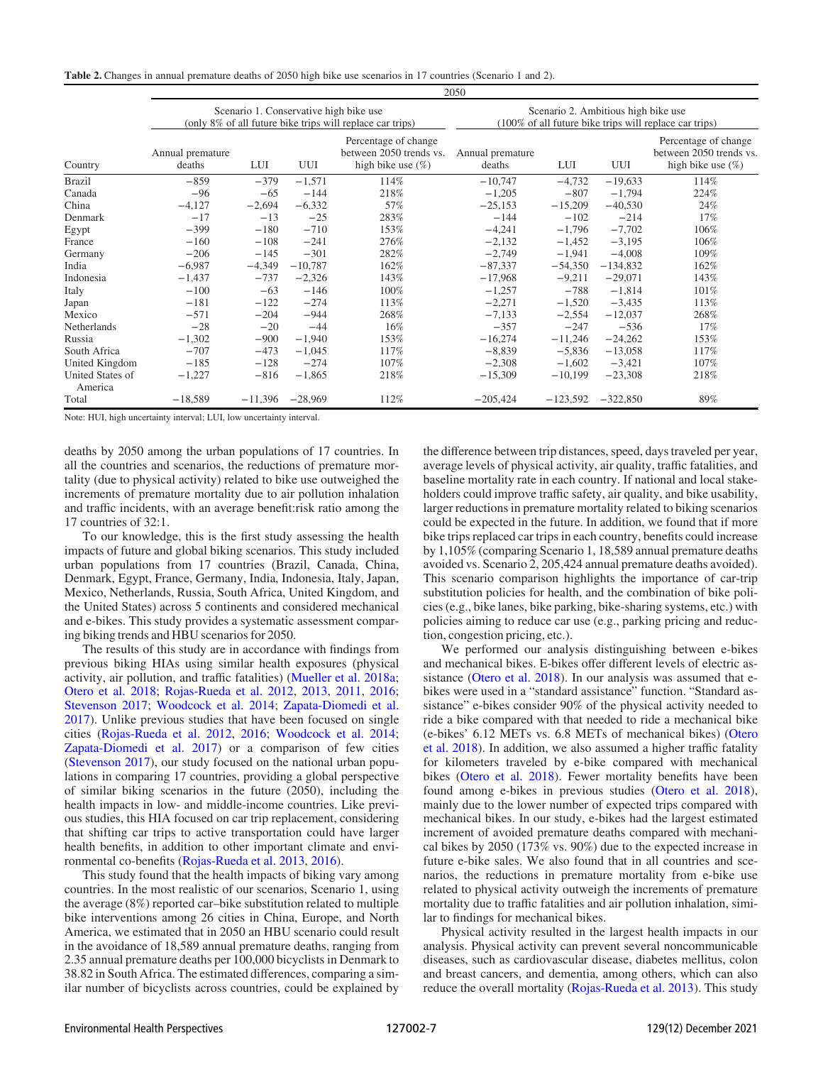**Table 2.** Changes in annual premature deaths of 2050 high bike use scenarios in 17 countries (Scenario 1 and 2).

| | 2050 | | | | | | | |
|---|---|---|---|---|---|---|---|---|
| | Scenario 1. Conservative high bike use (only 8% of all future bike trips will replace car trips) | | | | Scenario 2. Ambitious high bike use (100% of all future bike trips will replace car trips) | | | |
| Country | Annual premature deaths | LUI | UUI | Percentage of change between 2050 trends vs. high bike use (%) | Annual premature deaths | LUI | UUI | Percentage of change between 2050 trends vs. high bike use (%) |
| Brazil | −859 | −379 | −1,571 | 114% | −10,747 | −4,732 | −19,633 | 114% |
| Canada | −96 | −65 | −144 | 218% | −1,205 | −807 | −1,794 | 224% |
| China | −4,127 | −2,694 | −6,332 | 57% | −25,153 | −15,209 | −40,530 | 24% |
| Denmark | −17 | −13 | −25 | 283% | −144 | −102 | −214 | 17% |
| Egypt | −399 | −180 | −710 | 153% | −4,241 | −1,796 | −7,702 | 106% |
| France | −160 | −108 | −241 | 276% | −2,132 | −1,452 | −3,195 | 106% |
| Germany | −206 | −145 | −301 | 282% | −2,749 | −1,941 | −4,008 | 109% |
| India | −6,987 | −4,349 | −10,787 | 162% | −87,337 | −54,350 | −134,832 | 162% |
| Indonesia | −1,437 | −737 | −2,326 | 143% | −17,968 | −9,211 | −29,071 | 143% |
| Italy | −100 | −63 | −146 | 100% | −1,257 | −788 | −1,814 | 101% |
| Japan | −181 | −122 | −274 | 113% | −2,271 | −1,520 | −3,435 | 113% |
| Mexico | −571 | −204 | −944 | 268% | −7,133 | −2,554 | −12,037 | 268% |
| Netherlands | −28 | −20 | −44 | 16% | −357 | −247 | −536 | 17% |
| Russia | −1,302 | −900 | −1,940 | 153% | −16,274 | −11,246 | −24,262 | 153% |
| South Africa | −707 | −473 | −1,045 | 117% | −8,839 | −5,836 | −13,058 | 117% |
| United Kingdom | −185 | −128 | −274 | 107% | −2,308 | −1,602 | −3,421 | 107% |
| United States of America | −1,227 | −816 | −1,865 | 218% | −15,309 | −10,199 | −23,308 | 218% |
| Total | −18,589 | −11,396 | −28,969 | 112% | −205,424 | −123,592 | −322,850 | 89% |

Note: HUI, high uncertainty interval; LUI, low uncertainty interval.

deaths by 2050 among the urban populations of 17 countries. In all the countries and scenarios, the reductions of premature mortality (due to physical activity) related to bike use outweighed the increments of premature mortality due to air pollution inhalation and traffic incidents, with an average benefit:risk ratio among the 17 countries of 32:1.

To our knowledge, this is the first study assessing the health impacts of future and global biking scenarios. This study included urban populations from 17 countries (Brazil, Canada, China, Denmark, Egypt, France, Germany, India, Indonesia, Italy, Japan, Mexico, Netherlands, Russia, South Africa, United Kingdom, and the United States) across 5 continents and considered mechanical and e-bikes. This study provides a systematic assessment comparing biking trends and HBU scenarios for 2050.

The results of this study are in accordance with findings from previous biking HIAs using similar health exposures (physical activity, air pollution, and traffic fatalities) (Mueller et al. 2018a; Otero et al. 2018; Rojas-Rueda et al. 2012, 2013, 2011, 2016; Stevenson 2017; Woodcock et al. 2014; Zapata-Diomedi et al. 2017). Unlike previous studies that have been focused on single cities (Rojas-Rueda et al. 2012, 2016; Woodcock et al. 2014; Zapata-Diomedi et al. 2017) or a comparison of few cities (Stevenson 2017), our study focused on the national urban populations in comparing 17 countries, providing a global perspective of similar biking scenarios in the future (2050), including the health impacts in low- and middle-income countries. Like previous studies, this HIA focused on car trip replacement, considering that shifting car trips to active transportation could have larger health benefits, in addition to other important climate and environmental co-benefits (Rojas-Rueda et al. 2013, 2016).

This study found that the health impacts of biking vary among countries. In the most realistic of our scenarios, Scenario 1, using the average (8%) reported car–bike substitution related to multiple bike interventions among 26 cities in China, Europe, and North America, we estimated that in 2050 an HBU scenario could result in the avoidance of 18,589 annual premature deaths, ranging from 2.35 annual premature deaths per 100,000 bicyclists in Denmark to 38.82 in South Africa. The estimated differences, comparing a similar number of bicyclists across countries, could be explained by the difference between trip distances, speed, days traveled per year, average levels of physical activity, air quality, traffic fatalities, and baseline mortality rate in each country. If national and local stakeholders could improve traffic safety, air quality, and bike usability, larger reductions in premature mortality related to biking scenarios could be expected in the future. In addition, we found that if more bike trips replaced car trips in each country, benefits could increase by 1,105% (comparing Scenario 1, 18,589 annual premature deaths avoided vs. Scenario 2, 205,424 annual premature deaths avoided). This scenario comparison highlights the importance of car-trip substitution policies for health, and the combination of bike policies (e.g., bike lanes, bike parking, bike-sharing systems, etc.) with policies aiming to reduce car use (e.g., parking pricing and reduction, congestion pricing, etc.).

We performed our analysis distinguishing between e-bikes and mechanical bikes. E-bikes offer different levels of electric assistance (Otero et al. 2018). In our analysis was assumed that e-bikes were used in a "standard assistance" function. "Standard assistance" e-bikes consider 90% of the physical activity needed to ride a bike compared with that needed to ride a mechanical bike (e-bikes' 6.12 METs vs. 6.8 METs of mechanical bikes) (Otero et al. 2018). In addition, we also assumed a higher traffic fatality for kilometers traveled by e-bike compared with mechanical bikes (Otero et al. 2018). Fewer mortality benefits have been found among e-bikes in previous studies (Otero et al. 2018), mainly due to the lower number of expected trips compared with mechanical bikes. In our study, e-bikes had the largest estimated increment of avoided premature deaths compared with mechanical bikes by 2050 (173% vs. 90%) due to the expected increase in future e-bike sales. We also found that in all countries and scenarios, the reductions in premature mortality from e-bike use related to physical activity outweigh the increments of premature mortality due to traffic fatalities and air pollution inhalation, similar to findings for mechanical bikes.

Physical activity resulted in the largest health impacts in our analysis. Physical activity can prevent several noncommunicable diseases, such as cardiovascular disease, diabetes mellitus, colon and breast cancers, and dementia, among others, which can also reduce the overall mortality (Rojas-Rueda et al. 2013). This study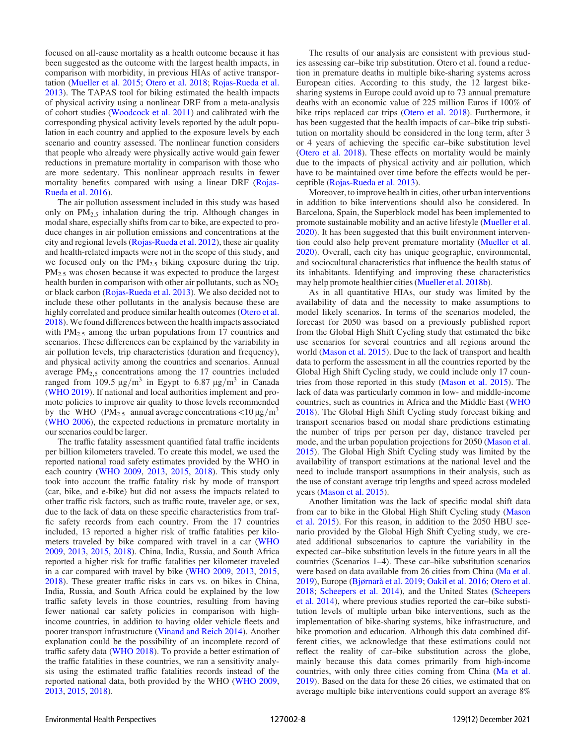focused on all-cause mortality as a health outcome because it has been suggested as the outcome with the largest health impacts, in comparison with morbidity, in previous HIAs of active transportation (Mueller et al. 2015; Otero et al. 2018; Rojas-Rueda et al. 2013). The TAPAS tool for biking estimated the health impacts of physical activity using a nonlinear DRF from a meta-analysis of cohort studies (Woodcock et al. 2011) and calibrated with the corresponding physical activity levels reported by the adult population in each country and applied to the exposure levels by each scenario and country assessed. The nonlinear function considers that people who already were physically active would gain fewer reductions in premature mortality in comparison with those who are more sedentary. This nonlinear approach results in fewer mortality benefits compared with using a linear DRF (Rojas-Rueda et al. 2016).

The air pollution assessment included in this study was based only on $PM_{2.5}$ inhalation during the trip. Although changes in modal share, especially shifts from car to bike, are expected to produce changes in air pollution emissions and concentrations at the city and regional levels (Rojas-Rueda et al. 2012), these air quality and health-related impacts were not in the scope of this study, and we focused only on the $PM_{2.5}$ biking exposure during the trip. $PM_{2.5}$ was chosen because it was expected to produce the largest health burden in comparison with other air pollutants, such as $NO_2$ or black carbon (Rojas-Rueda et al. 2013). We also decided not to include these other pollutants in the analysis because these are highly correlated and produce similar health outcomes (Otero et al. 2018). We found differences between the health impacts associated with $PM_{2.5}$ among the urban populations from 17 countries and scenarios. These differences can be explained by the variability in air pollution levels, trip characteristics (duration and frequency), and physical activity among the countries and scenarios. Annual average $PM_{2.5}$ concentrations among the 17 countries included ranged from 109.5 $\mu g/m^3$ in Egypt to 6.87 $\mu g/m^3$ in Canada (WHO 2019). If national and local authorities implement and promote policies to improve air quality to those levels recommended by the WHO ($PM_{2.5}$ annual average concentrations $<10\ \mu g/m^3$ (WHO 2006), the expected reductions in premature mortality in our scenarios could be larger.

The traffic fatality assessment quantified fatal traffic incidents per billion kilometers traveled. To create this model, we used the reported national road safety estimates provided by the WHO in each country (WHO 2009, 2013, 2015, 2018). This study only took into account the traffic fatality risk by mode of transport (car, bike, and e-bike) but did not assess the impacts related to other traffic risk factors, such as traffic route, traveler age, or sex, due to the lack of data on these specific characteristics from traffic safety records from each country. From the 17 countries included, 13 reported a higher risk of traffic fatalities per kilometers traveled by bike compared with travel in a car (WHO 2009, 2013, 2015, 2018). China, India, Russia, and South Africa reported a higher risk for traffic fatalities per kilometer traveled in a car compared with travel by bike (WHO 2009, 2013, 2015, 2018). These greater traffic risks in cars vs. on bikes in China, India, Russia, and South Africa could be explained by the low traffic safety levels in those countries, resulting from having fewer national car safety policies in comparison with high-income countries, in addition to having older vehicle fleets and poorer transport infrastructure (Vinand and Reich 2014). Another explanation could be the possibility of an incomplete record of traffic safety data (WHO 2018). To provide a better estimation of the traffic fatalities in these countries, we ran a sensitivity analysis using the estimated traffic fatalities records instead of the reported national data, both provided by the WHO (WHO 2009, 2013, 2015, 2018).

The results of our analysis are consistent with previous studies assessing car–bike trip substitution. Otero et al. found a reduction in premature deaths in multiple bike-sharing systems across European cities. According to this study, the 12 largest bike-sharing systems in Europe could avoid up to 73 annual premature deaths with an economic value of 225 million Euros if 100% of bike trips replaced car trips (Otero et al. 2018). Furthermore, it has been suggested that the health impacts of car–bike trip substitution on mortality should be considered in the long term, after 3 or 4 years of achieving the specific car–bike substitution level (Otero et al. 2018). These effects on mortality would be mainly due to the impacts of physical activity and air pollution, which have to be maintained over time before the effects would be perceptible (Rojas-Rueda et al. 2013).

Moreover, to improve health in cities, other urban interventions in addition to bike interventions should also be considered. In Barcelona, Spain, the Superblock model has been implemented to promote sustainable mobility and an active lifestyle (Mueller et al. 2020). It has been suggested that this built environment intervention could also help prevent premature mortality (Mueller et al. 2020). Overall, each city has unique geographic, environmental, and sociocultural characteristics that influence the health status of its inhabitants. Identifying and improving these characteristics may help promote healthier cities (Mueller et al. 2018b).

As in all quantitative HIAs, our study was limited by the availability of data and the necessity to make assumptions to model likely scenarios. In terms of the scenarios modeled, the forecast for 2050 was based on a previously published report from the Global High Shift Cycling study that estimated the bike use scenarios for several countries and all regions around the world (Mason et al. 2015). Due to the lack of transport and health data to perform the assessment in all the countries reported by the Global High Shift Cycling study, we could include only 17 countries from those reported in this study (Mason et al. 2015). The lack of data was particularly common in low- and middle-income countries, such as countries in Africa and the Middle East (WHO 2018). The Global High Shift Cycling study forecast biking and transport scenarios based on modal share predictions estimating the number of trips per person per day, distance traveled per mode, and the urban population projections for 2050 (Mason et al. 2015). The Global High Shift Cycling study was limited by the availability of transport estimations at the national level and the need to include transport assumptions in their analysis, such as the use of constant average trip lengths and speed across modeled years (Mason et al. 2015).

Another limitation was the lack of specific modal shift data from car to bike in the Global High Shift Cycling study (Mason et al. 2015). For this reason, in addition to the 2050 HBU scenario provided by the Global High Shift Cycling study, we created additional subscenarios to capture the variability in the expected car–bike substitution levels in the future years in all the countries (Scenarios 1–4). These car–bike substitution scenarios were based on data available from 26 cities from China (Ma et al. 2019), Europe (Bjørnarå et al. 2019; Oakil et al. 2016; Otero et al. 2018; Scheepers et al. 2014), and the United States (Scheepers et al. 2014), where previous studies reported the car–bike substitution levels of multiple urban bike interventions, such as the implementation of bike-sharing systems, bike infrastructure, and bike promotion and education. Although this data combined different cities, we acknowledge that these estimations could not reflect the reality of car–bike substitution across the globe, mainly because this data comes primarily from high-income countries, with only three cities coming from China (Ma et al. 2019). Based on the data for these 26 cities, we estimated that on average multiple bike interventions could support an average 8%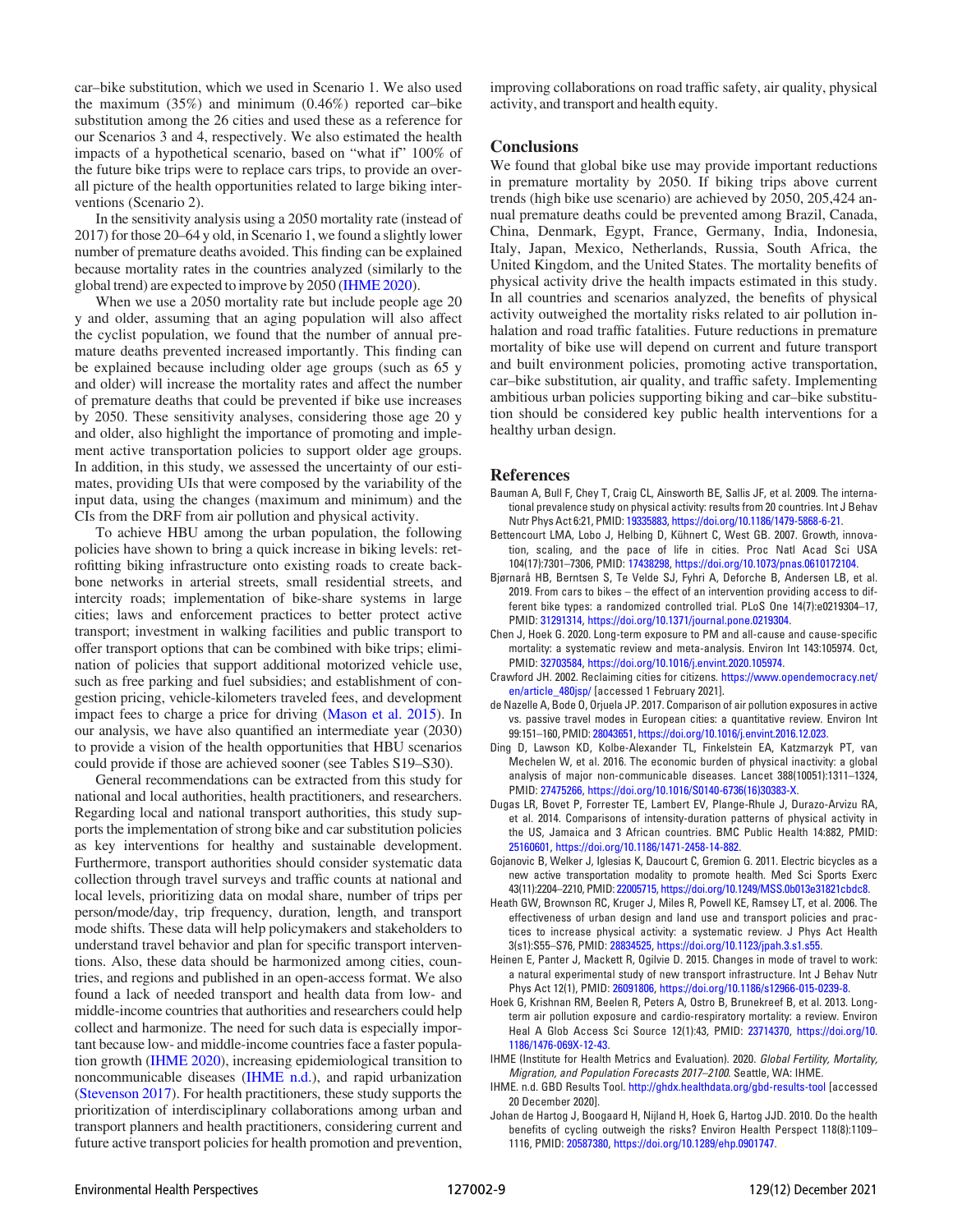car–bike substitution, which we used in Scenario 1. We also used the maximum (35%) and minimum (0.46%) reported car–bike substitution among the 26 cities and used these as a reference for our Scenarios 3 and 4, respectively. We also estimated the health impacts of a hypothetical scenario, based on "what if" 100% of the future bike trips were to replace cars trips, to provide an overall picture of the health opportunities related to large biking interventions (Scenario 2).

In the sensitivity analysis using a 2050 mortality rate (instead of 2017) for those 20–64 y old, in Scenario 1, we found a slightly lower number of premature deaths avoided. This finding can be explained because mortality rates in the countries analyzed (similarly to the global trend) are expected to improve by 2050 (IHME 2020).

When we use a 2050 mortality rate but include people age 20 y and older, assuming that an aging population will also affect the cyclist population, we found that the number of annual premature deaths prevented increased importantly. This finding can be explained because including older age groups (such as 65 y and older) will increase the mortality rates and affect the number of premature deaths that could be prevented if bike use increases by 2050. These sensitivity analyses, considering those age 20 y and older, also highlight the importance of promoting and implement active transportation policies to support older age groups. In addition, in this study, we assessed the uncertainty of our estimates, providing UIs that were composed by the variability of the input data, using the changes (maximum and minimum) and the CIs from the DRF from air pollution and physical activity.

To achieve HBU among the urban population, the following policies have shown to bring a quick increase in biking levels: retrofitting biking infrastructure onto existing roads to create backbone networks in arterial streets, small residential streets, and intercity roads; implementation of bike-share systems in large cities; laws and enforcement practices to better protect active transport; investment in walking facilities and public transport to offer transport options that can be combined with bike trips; elimination of policies that support additional motorized vehicle use, such as free parking and fuel subsidies; and establishment of congestion pricing, vehicle-kilometers traveled fees, and development impact fees to charge a price for driving (Mason et al. 2015). In our analysis, we have also quantified an intermediate year (2030) to provide a vision of the health opportunities that HBU scenarios could provide if those are achieved sooner (see Tables S19–S30).

General recommendations can be extracted from this study for national and local authorities, health practitioners, and researchers. Regarding local and national transport authorities, this study supports the implementation of strong bike and car substitution policies as key interventions for healthy and sustainable development. Furthermore, transport authorities should consider systematic data collection through travel surveys and traffic counts at national and local levels, prioritizing data on modal share, number of trips per person/mode/day, trip frequency, duration, length, and transport mode shifts. These data will help policymakers and stakeholders to understand travel behavior and plan for specific transport interventions. Also, these data should be harmonized among cities, countries, and regions and published in an open-access format. We also found a lack of needed transport and health data from low- and middle-income countries that authorities and researchers could help collect and harmonize. The need for such data is especially important because low- and middle-income countries face a faster population growth (IHME 2020), increasing epidemiological transition to noncommunicable diseases (IHME n.d.), and rapid urbanization (Stevenson 2017). For health practitioners, these study supports the prioritization of interdisciplinary collaborations among urban and transport planners and health practitioners, considering current and future active transport policies for health promotion and prevention, improving collaborations on road traffic safety, air quality, physical activity, and transport and health equity.

## Conclusions

We found that global bike use may provide important reductions in premature mortality by 2050. If biking trips above current trends (high bike use scenario) are achieved by 2050, 205,424 annual premature deaths could be prevented among Brazil, Canada, China, Denmark, Egypt, France, Germany, India, Indonesia, Italy, Japan, Mexico, Netherlands, Russia, South Africa, the United Kingdom, and the United States. The mortality benefits of physical activity drive the health impacts estimated in this study. In all countries and scenarios analyzed, the benefits of physical activity outweighed the mortality risks related to air pollution inhalation and road traffic fatalities. Future reductions in premature mortality of bike use will depend on current and future transport and built environment policies, promoting active transportation, car–bike substitution, air quality, and traffic safety. Implementing ambitious urban policies supporting biking and car–bike substitution should be considered key public health interventions for a healthy urban design.

## References

Bauman A, Bull F, Chey T, Craig CL, Ainsworth BE, Sallis JF, et al. 2009. The international prevalence study on physical activity: results from 20 countries. Int J Behav Nutr Phys Act 6:21, PMID: 19335883, https://doi.org/10.1186/1479-5868-6-21.

Bettencourt LMA, Lobo J, Helbing D, Kühnert C, West GB. 2007. Growth, innovation, scaling, and the pace of life in cities. Proc Natl Acad Sci USA 104(17):7301–7306, PMID: 17438298, https://doi.org/10.1073/pnas.0610172104.

Bjørnarå HB, Berntsen S, Te Velde SJ, Fyhri A, Deforche B, Andersen LB, et al. 2019. From cars to bikes – the effect of an intervention providing access to different bike types: a randomized controlled trial. PLoS One 14(7):e0219304–17, PMID: 31291314, https://doi.org/10.1371/journal.pone.0219304.

Chen J, Hoek G. 2020. Long-term exposure to PM and all-cause and cause-specific mortality: a systematic review and meta-analysis. Environ Int 143:105974. Oct, PMID: 32703584, https://doi.org/10.1016/j.envint.2020.105974.

Crawford JH. 2002. Reclaiming cities for citizens. https://www.opendemocracy.net/en/article_480jsp/ [accessed 1 February 2021].

de Nazelle A, Bode O, Orjuela JP. 2017. Comparison of air pollution exposures in active vs. passive travel modes in European cities: a quantitative review. Environ Int 99:151–160, PMID: 28043651, https://doi.org/10.1016/j.envint.2016.12.023.

Ding D, Lawson KD, Kolbe-Alexander TL, Finkelstein EA, Katzmarzyk PT, van Mechelen W, et al. 2016. The economic burden of physical inactivity: a global analysis of major non-communicable diseases. Lancet 388(10051):1311–1324, PMID: 27475266, https://doi.org/10.1016/S0140-6736(16)30383-X.

Dugas LR, Bovet P, Forrester TE, Lambert EV, Plange-Rhule J, Durazo-Arvizu RA, et al. 2014. Comparisons of intensity-duration patterns of physical activity in the US, Jamaica and 3 African countries. BMC Public Health 14:882, PMID: 25160601, https://doi.org/10.1186/1471-2458-14-882.

Gojanovic B, Welker J, Iglesias K, Daucourt C, Gremion G. 2011. Electric bicycles as a new active transportation modality to promote health. Med Sci Sports Exerc 43(11):2204–2210, PMID: 22005715, https://doi.org/10.1249/MSS.0b013e31821cbdc8.

Heath GW, Brownson RC, Kruger J, Miles R, Powell KE, Ramsey LT, et al. 2006. The effectiveness of urban design and land use and transport policies and practices to increase physical activity: a systematic review. J Phys Act Health 3(s1):S55–S76, PMID: 28834525, https://doi.org/10.1123/jpah.3.s1.s55.

Heinen E, Panter J, Mackett R, Ogilvie D. 2015. Changes in mode of travel to work: a natural experimental study of new transport infrastructure. Int J Behav Nutr Phys Act 12(1), PMID: 26091806, https://doi.org/10.1186/s12966-015-0239-8.

Hoek G, Krishnan RM, Beelen R, Peters A, Ostro B, Brunekreef B, et al. 2013. Long-term air pollution exposure and cardio-respiratory mortality: a review. Environ Heal A Glob Access Sci Source 12(1):43, PMID: 23714370, https://doi.org/10.1186/1476-069X-12-43.

IHME (Institute for Health Metrics and Evaluation). 2020. *Global Fertility, Mortality, Migration, and Population Forecasts 2017–2100.* Seattle, WA: IHME.

IHME. n.d. GBD Results Tool. http://ghdx.healthdata.org/gbd-results-tool [accessed 20 December 2020].

Johan de Hartog J, Boogaard H, Nijland H, Hoek G, Hartog JJD. 2010. Do the health benefits of cycling outweigh the risks? Environ Health Perspect 118(8):1109–1116, PMID: 20587380, https://doi.org/10.1289/ehp.0901747.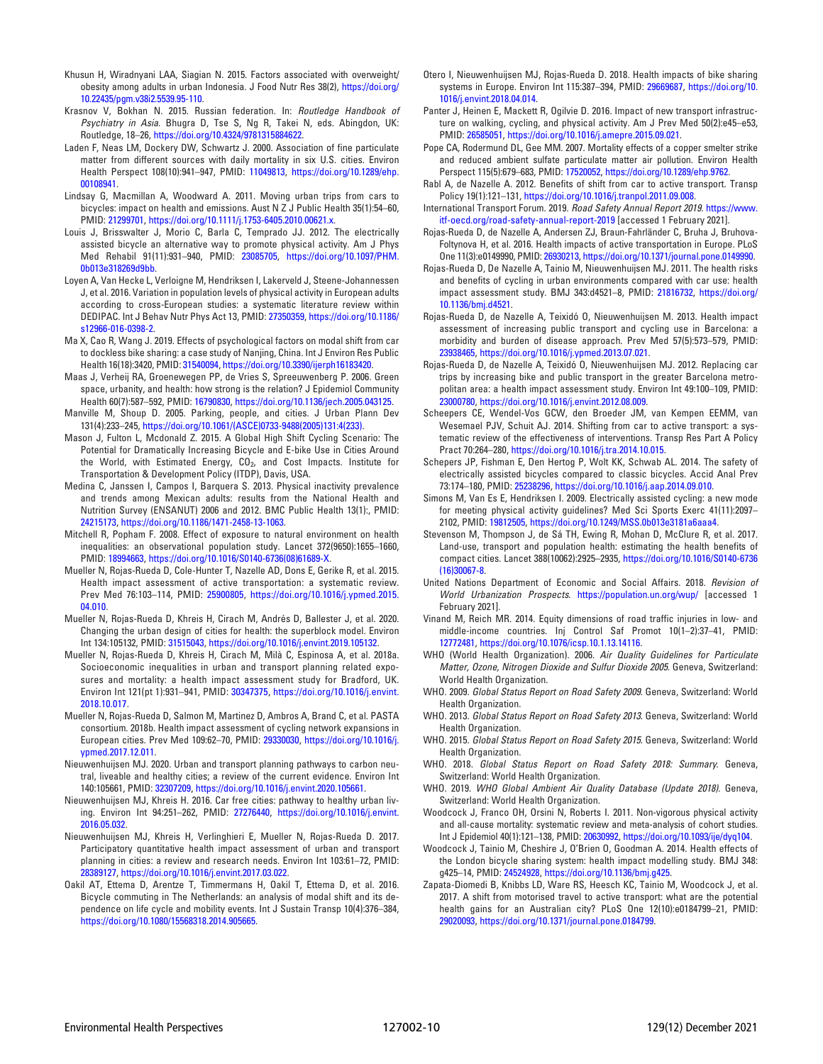Khusun H, Wiradnyani LAA, Siagian N. 2015. Factors associated with overweight/obesity among adults in urban Indonesia. J Food Nutr Res 38(2), https://doi.org/10.22435/pgm.v38i2.5539.95-110.

Krasnov V, Bokhan N. 2015. Russian federation. In: *Routledge Handbook of Psychiatry in Asia*. Bhugra D, Tse S, Ng R, Takei N, eds. Abingdon, UK: Routledge, 18–26, https://doi.org/10.4324/9781315884622.

Laden F, Neas LM, Dockery DW, Schwartz J. 2000. Association of fine particulate matter from different sources with daily mortality in six U.S. cities. Environ Health Perspect 108(10):941–947, PMID: 11049813, https://doi.org/10.1289/ehp.00108941.

Lindsay G, Macmillan A, Woodward A. 2011. Moving urban trips from cars to bicycles: impact on health and emissions. Aust N Z J Public Health 35(1):54–60, PMID: 21299701, https://doi.org/10.1111/j.1753-6405.2010.00621.x.

Louis J, Brisswalter J, Morio C, Barla C, Temprado JJ. 2012. The electrically assisted bicycle an alternative way to promote physical activity. Am J Phys Med Rehabil 91(11):931–940, PMID: 23085705, https://doi.org/10.1097/PHM.0b013e318269d9bb.

Loyen A, Van Hecke L, Verloigne M, Hendriksen I, Lakerveld J, Steene-Johannessen J, et al. 2016. Variation in population levels of physical activity in European adults according to cross-European studies: a systematic literature review within DEDIPAC. Int J Behav Nutr Phys Act 13, PMID: 27350359, https://doi.org/10.1186/s12966-016-0398-2.

Ma X, Cao R, Wang J. 2019. Effects of psychological factors on modal shift from car to dockless bike sharing: a case study of Nanjing, China. Int J Environ Res Public Health 16(18):3420, PMID: 31540094, https://doi.org/10.3390/ijerph16183420.

Maas J, Verheij RA, Groenewegen PP, de Vries S, Spreeuwenberg P. 2006. Green space, urbanity, and health: how strong is the relation? J Epidemiol Community Health 60(7):587–592, PMID: 16790830, https://doi.org/10.1136/jech.2005.043125.

Manville M, Shoup D. 2005. Parking, people, and cities. J Urban Plann Dev 131(4):233–245, https://doi.org/10.1061/(ASCE)0733-9488(2005)131:4(233).

Mason J, Fulton L, Mcdonald Z. 2015. A Global High Shift Cycling Scenario: The Potential for Dramatically Increasing Bicycle and E-bike Use in Cities Around the World, with Estimated Energy, $CO_2$, and Cost Impacts. Institute for Transportation & Development Policy (ITDP), Davis, USA.

Medina C, Janssen I, Campos I, Barquera S. 2013. Physical inactivity prevalence and trends among Mexican adults: results from the National Health and Nutrition Survey (ENSANUT) 2006 and 2012. BMC Public Health 13(1):, PMID: 24215173, https://doi.org/10.1186/1471-2458-13-1063.

Mitchell R, Popham F. 2008. Effect of exposure to natural environment on health inequalities: an observational population study. Lancet 372(9650):1655–1660, PMID: 18994663, https://doi.org/10.1016/S0140-6736(08)61689-X.

Mueller N, Rojas-Rueda D, Cole-Hunter T, Nazelle AD, Dons E, Gerike R, et al. 2015. Health impact assessment of active transportation: a systematic review. Prev Med 76:103–114, PMID: 25900805, https://doi.org/10.1016/j.ypmed.2015.04.010.

Mueller N, Rojas-Rueda D, Khreis H, Cirach M, Andrés D, Ballester J, et al. 2020. Changing the urban design of cities for health: the superblock model. Environ Int 134:105132, PMID: 31515043, https://doi.org/10.1016/j.envint.2019.105132.

Mueller N, Rojas-Rueda D, Khreis H, Cirach M, Milà C, Espinosa A, et al. 2018a. Socioeconomic inequalities in urban and transport planning related exposures and mortality: a health impact assessment study for Bradford, UK. Environ Int 121(pt 1):931–941, PMID: 30347375, https://doi.org/10.1016/j.envint.2018.10.017.

Mueller N, Rojas-Rueda D, Salmon M, Martinez D, Ambros A, Brand C, et al. PASTA consortium. 2018b. Health impact assessment of cycling network expansions in European cities. Prev Med 109:62–70, PMID: 29330030, https://doi.org/10.1016/j.ypmed.2017.12.011.

Nieuwenhuijsen MJ. 2020. Urban and transport planning pathways to carbon neutral, liveable and healthy cities; a review of the current evidence. Environ Int 140:105661, PMID: 32307209, https://doi.org/10.1016/j.envint.2020.105661.

Nieuwenhuijsen MJ, Khreis H. 2016. Car free cities: pathway to healthy urban living. Environ Int 94:251–262, PMID: 27276440, https://doi.org/10.1016/j.envint.2016.05.032.

Nieuwenhuijsen MJ, Khreis H, Verlinghieri E, Mueller N, Rojas-Rueda D. 2017. Participatory quantitative health impact assessment of urban and transport planning in cities: a review and research needs. Environ Int 103:61–72, PMID: 28389127, https://doi.org/10.1016/j.envint.2017.03.022.

Oakil AT, Ettema D, Arentze T, Timmermans H, Oakil T, Ettema D, et al. 2016. Bicycle commuting in The Netherlands: an analysis of modal shift and its dependence on life cycle and mobility events. Int J Sustain Transp 10(4):376–384, https://doi.org/10.1080/15568318.2014.905665.

Otero I, Nieuwenhuijsen MJ, Rojas-Rueda D. 2018. Health impacts of bike sharing systems in Europe. Environ Int 115:387–394, PMID: 29669687, https://doi.org/10.1016/j.envint.2018.04.014.

Panter J, Heinen E, Mackett R, Ogilvie D. 2016. Impact of new transport infrastructure on walking, cycling, and physical activity. Am J Prev Med 50(2):e45–e53, PMID: 26585051, https://doi.org/10.1016/j.amepre.2015.09.021.

Pope CA, Rodermund DL, Gee MM. 2007. Mortality effects of a copper smelter strike and reduced ambient sulfate particulate matter air pollution. Environ Health Perspect 115(5):679–683, PMID: 17520052, https://doi.org/10.1289/ehp.9762.

Rabl A, de Nazelle A. 2012. Benefits of shift from car to active transport. Transp Policy 19(1):121–131, https://doi.org/10.1016/j.tranpol.2011.09.008.

International Transport Forum. 2019. *Road Safety Annual Report 2019*. https://www.itf-oecd.org/road-safety-annual-report-2019 [accessed 1 February 2021].

Rojas-Rueda D, de Nazelle A, Andersen ZJ, Braun-Fahrländer C, Bruha J, Bruhova-Foltynova H, et al. 2016. Health impacts of active transportation in Europe. PLoS One 11(3):e0149990, PMID: 26930213, https://doi.org/10.1371/journal.pone.0149990.

Rojas-Rueda D, De Nazelle A, Tainio M, Nieuwenhuijsen MJ. 2011. The health risks and benefits of cycling in urban environments compared with car use: health impact assessment study. BMJ 343:d4521–8, PMID: 21816732, https://doi.org/10.1136/bmj.d4521.

Rojas-Rueda D, de Nazelle A, Teixidó O, Nieuwenhuijsen MJ. 2013. Health impact assessment of increasing public transport and cycling use in Barcelona: a morbidity and burden of disease approach. Prev Med 57(5):573–579, PMID: 23938465, https://doi.org/10.1016/j.ypmed.2013.07.021.

Rojas-Rueda D, de Nazelle A, Teixidó O, Nieuwenhuijsen MJ. 2012. Replacing car trips by increasing bike and public transport in the greater Barcelona metropolitan area: a health impact assessment study. Environ Int 49:100–109, PMID: 23000780, https://doi.org/10.1016/j.envint.2012.08.009.

Scheepers CE, Wendel-Vos GCW, den Broeder JM, van Kempen EEMM, van Wesemael PJV, Schuit AJ. 2014. Shifting from car to active transport: a systematic review of the effectiveness of interventions. Transp Res Part A Policy Pract 70:264–280, https://doi.org/10.1016/j.tra.2014.10.015.

Schepers JP, Fishman E, Den Hertog P, Wolt KK, Schwab AL. 2014. The safety of electrically assisted bicycles compared to classic bicycles. Accid Anal Prev 73:174–180, PMID: 25238296, https://doi.org/10.1016/j.aap.2014.09.010.

Simons M, Van Es E, Hendriksen I. 2009. Electrically assisted cycling: a new mode for meeting physical activity guidelines? Med Sci Sports Exerc 41(11):2097–2102, PMID: 19812505, https://doi.org/10.1249/MSS.0b013e3181a6aaa4.

Stevenson M, Thompson J, de Sá TH, Ewing R, Mohan D, McClure R, et al. 2017. Land-use, transport and population health: estimating the health benefits of compact cities. Lancet 388(10062):2925–2935, https://doi.org/10.1016/S0140-6736(16)30067-8.

United Nations Department of Economic and Social Affairs. 2018. *Revision of World Urbanization Prospects*. https://population.un.org/wup/ [accessed 1 February 2021].

Vinand M, Reich MR. 2014. Equity dimensions of road traffic injuries in low- and middle-income countries. Inj Control Saf Promot 10(1–2):37–41, PMID: 12772481, https://doi.org/10.1076/icsp.10.1.13.14116.

WHO (World Health Organization). 2006. *Air Quality Guidelines for Particulate Matter, Ozone, Nitrogen Dioxide and Sulfur Dioxide 2005*. Geneva, Switzerland: World Health Organization.

WHO. 2009. *Global Status Report on Road Safety 2009*. Geneva, Switzerland: World Health Organization.

WHO. 2013. *Global Status Report on Road Safety 2013*. Geneva, Switzerland: World Health Organization.

WHO. 2015. *Global Status Report on Road Safety 2015*. Geneva, Switzerland: World Health Organization.

WHO. 2018. *Global Status Report on Road Safety 2018: Summary*. Geneva, Switzerland: World Health Organization.

WHO. 2019. *WHO Global Ambient Air Quality Database (Update 2018)*. Geneva, Switzerland: World Health Organization.

Woodcock J, Franco OH, Orsini N, Roberts I. 2011. Non-vigorous physical activity and all-cause mortality: systematic review and meta-analysis of cohort studies. Int J Epidemiol 40(1):121–138, PMID: 20630992, https://doi.org/10.1093/ije/dyq104.

Woodcock J, Tainio M, Cheshire J, O'Brien O, Goodman A. 2014. Health effects of the London bicycle sharing system: health impact modelling study. BMJ 348:g425–14, PMID: 24524928, https://doi.org/10.1136/bmj.g425.

Zapata-Diomedi B, Knibbs LD, Ware RS, Heesch KC, Tainio M, Woodcock J, et al. 2017. A shift from motorised travel to active transport: what are the potential health gains for an Australian city? PLoS One 12(10):e0184799–21, PMID: 29020093, https://doi.org/10.1371/journal.pone.0184799.